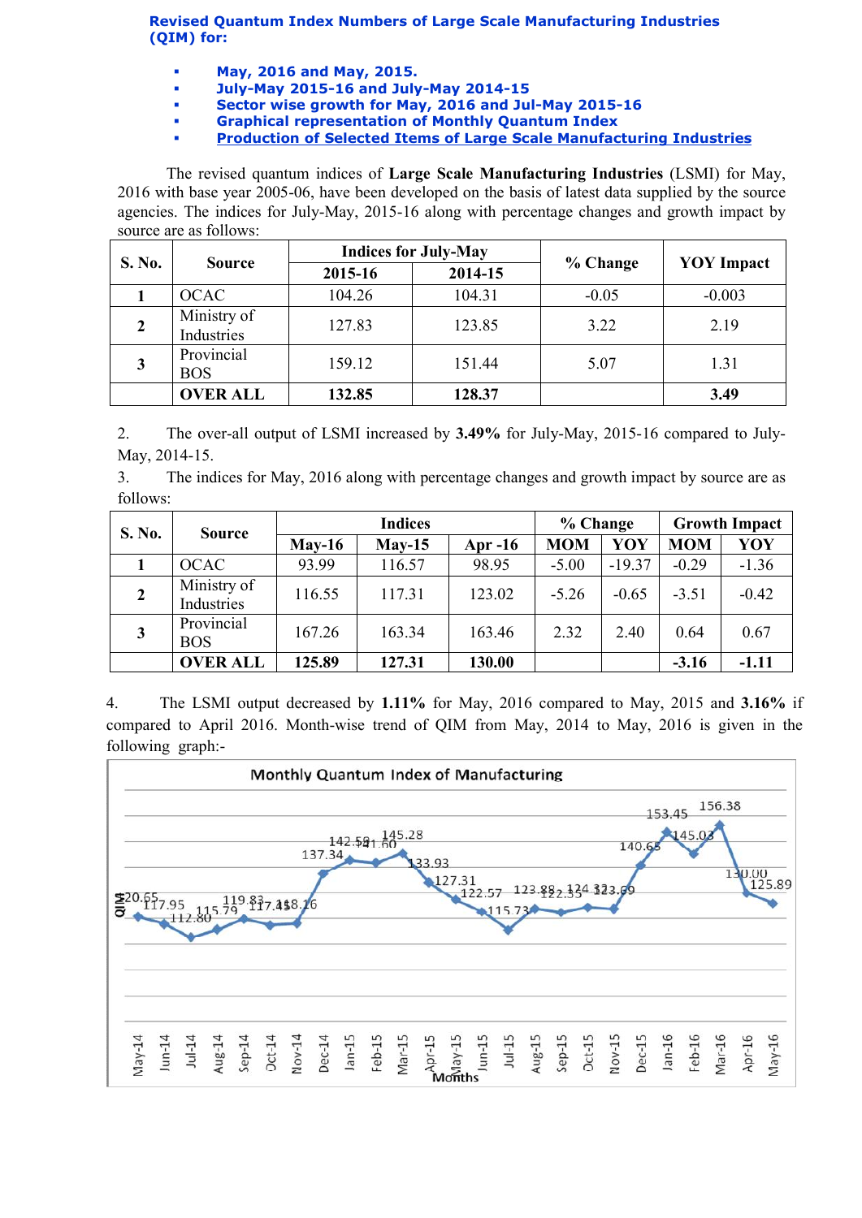**Revised Quantum Index Numbers of Large Scale Manufacturing Industries (QIM) for:**

- **May, 2016 and May, 2015.**
- **July-May 2015-16 and July-May 2014-15**
- **Sector wise growth for May, 2016 and Jul-May 2015-16**
- **Graphical representation of Monthly Quantum Index**
- **Production of Selected Items of Large Scale Manufacturing Industries**

The revised quantum indices of **Large Scale Manufacturing Industries** (LSMI) for May, 2016 with base year 2005-06, have been developed on the basis of latest data supplied by the source agencies. The indices for July-May, 2015-16 along with percentage changes and growth impact by source are as follows:

| S. No. | Source | Indices for July-May | | % Change | YOY Impact |
|---|---|---|---|---|---|
| | | 2015-16 | 2014-15 | | |
| 1 | OCAC | 104.26 | 104.31 | -0.05 | -0.003 |
| 2 | Ministry of Industries | 127.83 | 123.85 | 3.22 | 2.19 |
| 3 | Provincial BOS | 159.12 | 151.44 | 5.07 | 1.31 |
| | **OVER ALL** | **132.85** | **128.37** | | **3.49** |

2. The over-all output of LSMI increased by **3.49%** for July-May, 2015-16 compared to July-May, 2014-15.

3. The indices for May, 2016 along with percentage changes and growth impact by source are as follows:

| S. No. | Source | Indices | | | % Change | | Growth Impact | |
|---|---|---|---|---|---|---|---|---|
| | | May-16 | May-15 | Apr -16 | MOM | YOY | MOM | YOY |
| 1 | OCAC | 93.99 | 116.57 | 98.95 | -5.00 | -19.37 | -0.29 | -1.36 |
| 2 | Ministry of Industries | 116.55 | 117.31 | 123.02 | -5.26 | -0.65 | -3.51 | -0.42 |
| 3 | Provincial BOS | 167.26 | 163.34 | 163.46 | 2.32 | 2.40 | 0.64 | 0.67 |
| | **OVER ALL** | **125.89** | **127.31** | **130.00** | | | **-3.16** | **-1.11** |

4. The LSMI output decreased by **1.11%** for May, 2016 compared to May, 2015 and **3.16%** if compared to April 2016. Month-wise trend of QIM from May, 2014 to May, 2016 is given in the following graph:-

**Monthly Quantum Index of Manufacturing**

| Month | QIM |
|---|---|
| May-14 | 120.65 |
| Jun-14 | 117.95 |
| Jul-14 | 112.80 |
| Aug-14 | 115.79 |
| Sep-14 | 119.83 |
| Oct-14 | 117.45 |
| Nov-14 | 118.16 |
| Dec-14 | 137.34 |
| Jan-15 | 142.59 |
| Feb-15 | 141.60 |
| Mar-15 | 145.28 |
| Apr-15 | 133.93 |
| May-15 | 127.31 |
| Jun-15 | 122.57 |
| Jul-15 | 115.73 |
| Aug-15 | 123.88 |
| Sep-15 | 122.35 |
| Oct-15 | 124.32 |
| Nov-15 | 123.69 |
| Dec-15 | 140.65 |
| Jan-16 | 153.45 |
| Feb-16 | 145.03 |
| Mar-16 | 156.38 |
| Apr-16 | 130.00 |
| May-16 | 125.89 |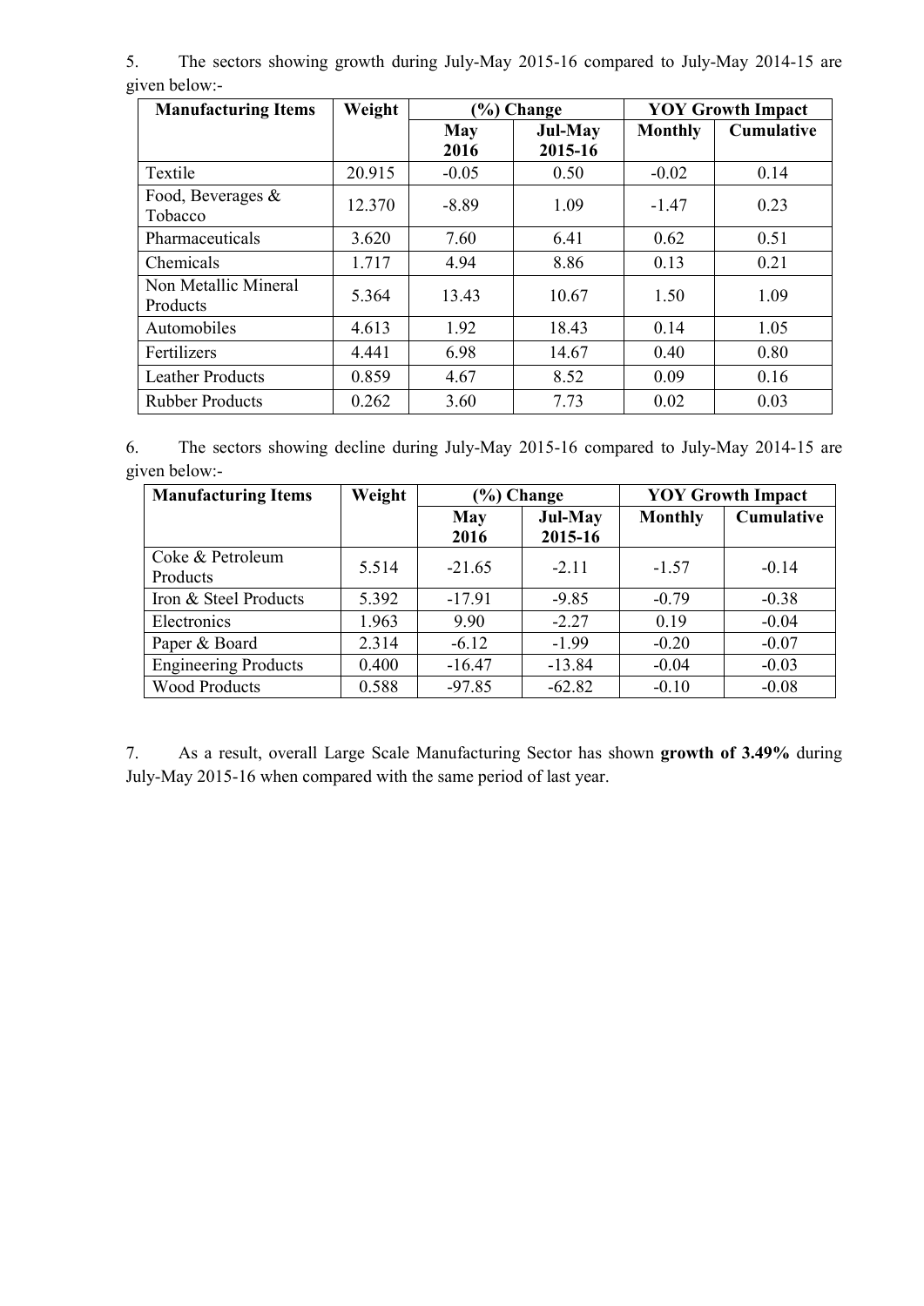5. The sectors showing growth during July-May 2015-16 compared to July-May 2014-15 are given below:-

| Manufacturing Items | Weight | (%) Change | | YOY Growth Impact | |
|---|---|---|---|---|---|
| | | May 2016 | Jul-May 2015-16 | Monthly | Cumulative |
| Textile | 20.915 | -0.05 | 0.50 | -0.02 | 0.14 |
| Food, Beverages & Tobacco | 12.370 | -8.89 | 1.09 | -1.47 | 0.23 |
| Pharmaceuticals | 3.620 | 7.60 | 6.41 | 0.62 | 0.51 |
| Chemicals | 1.717 | 4.94 | 8.86 | 0.13 | 0.21 |
| Non Metallic Mineral Products | 5.364 | 13.43 | 10.67 | 1.50 | 1.09 |
| Automobiles | 4.613 | 1.92 | 18.43 | 0.14 | 1.05 |
| Fertilizers | 4.441 | 6.98 | 14.67 | 0.40 | 0.80 |
| Leather Products | 0.859 | 4.67 | 8.52 | 0.09 | 0.16 |
| Rubber Products | 0.262 | 3.60 | 7.73 | 0.02 | 0.03 |

6. The sectors showing decline during July-May 2015-16 compared to July-May 2014-15 are given below:-

| Manufacturing Items | Weight | (%) Change | | YOY Growth Impact | |
|---|---|---|---|---|---|
| | | May 2016 | Jul-May 2015-16 | Monthly | Cumulative |
| Coke & Petroleum Products | 5.514 | -21.65 | -2.11 | -1.57 | -0.14 |
| Iron & Steel Products | 5.392 | -17.91 | -9.85 | -0.79 | -0.38 |
| Electronics | 1.963 | 9.90 | -2.27 | 0.19 | -0.04 |
| Paper & Board | 2.314 | -6.12 | -1.99 | -0.20 | -0.07 |
| Engineering Products | 0.400 | -16.47 | -13.84 | -0.04 | -0.03 |
| Wood Products | 0.588 | -97.85 | -62.82 | -0.10 | -0.08 |

7. As a result, overall Large Scale Manufacturing Sector has shown **growth of 3.49%** during July-May 2015-16 when compared with the same period of last year.